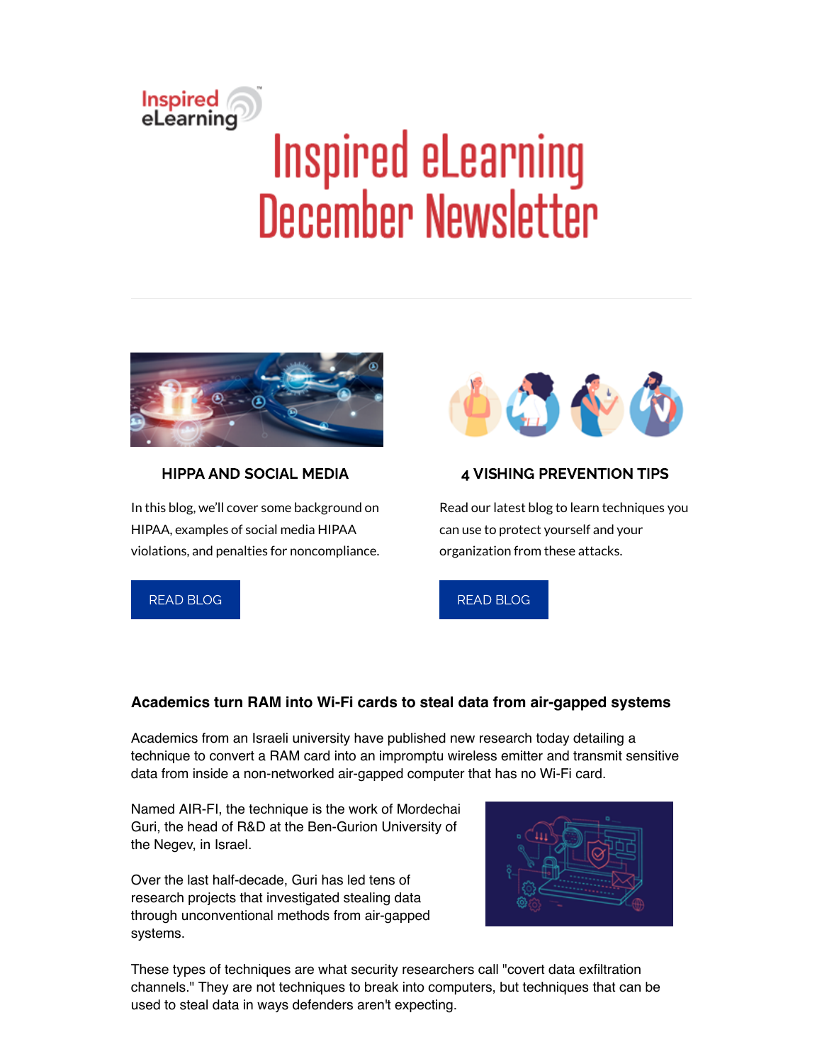# Inspired eLearning December Newsletter

## HIPPA AND SOCIAL MEDIA

In this blog, we'll cover some background on HIPAA, examples of social media HIPAA violations, and penalties for noncompliance.

READ BLOG

## 4 VISHING PREVENTION TIPS

Read our latest blog to learn techniques you can use to protect yourself and your organization from these attacks.

READ BLOG

## Academics turn RAM into Wi-Fi cards to steal data from air-gapped systems

Academics from an Israeli university have published new research today detailing a technique to convert a RAM card into an impromptu wireless emitter and transmit sensitive data from inside a non-networked air-gapped computer that has no Wi-Fi card.

Named AIR-FI, the technique is the work of Mordechai Guri, the head of R&D at the Ben-Gurion University of the Negev, in Israel.

Over the last half-decade, Guri has led tens of research projects that investigated stealing data through unconventional methods from air-gapped systems.

These types of techniques are what security researchers call "covert data exfiltration channels." They are not techniques to break into computers, but techniques that can be used to steal data in ways defenders aren't expecting.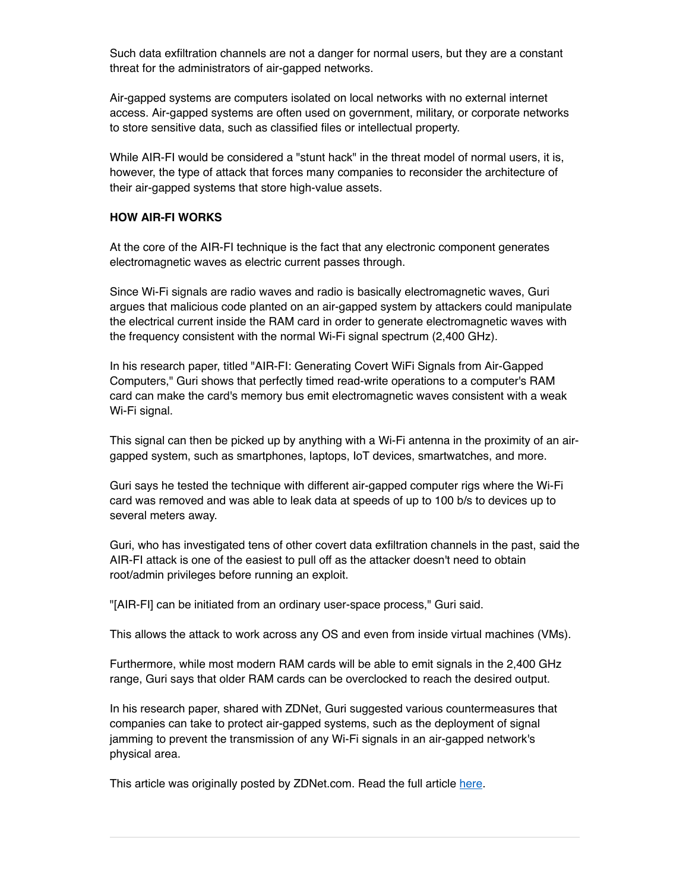Such data exfiltration channels are not a danger for normal users, but they are a constant threat for the administrators of air-gapped networks.

Air-gapped systems are computers isolated on local networks with no external internet access. Air-gapped systems are often used on government, military, or corporate networks to store sensitive data, such as classified files or intellectual property.

While AIR-FI would be considered a "stunt hack" in the threat model of normal users, it is, however, the type of attack that forces many companies to reconsider the architecture of their air-gapped systems that store high-value assets.

**HOW AIR-FI WORKS**

At the core of the AIR-FI technique is the fact that any electronic component generates electromagnetic waves as electric current passes through.

Since Wi-Fi signals are radio waves and radio is basically electromagnetic waves, Guri argues that malicious code planted on an air-gapped system by attackers could manipulate the electrical current inside the RAM card in order to generate electromagnetic waves with the frequency consistent with the normal Wi-Fi signal spectrum (2,400 GHz).

In his research paper, titled "AIR-FI: Generating Covert WiFi Signals from Air-Gapped Computers," Guri shows that perfectly timed read-write operations to a computer's RAM card can make the card's memory bus emit electromagnetic waves consistent with a weak Wi-Fi signal.

This signal can then be picked up by anything with a Wi-Fi antenna in the proximity of an air-gapped system, such as smartphones, laptops, IoT devices, smartwatches, and more.

Guri says he tested the technique with different air-gapped computer rigs where the Wi-Fi card was removed and was able to leak data at speeds of up to 100 b/s to devices up to several meters away.

Guri, who has investigated tens of other covert data exfiltration channels in the past, said the AIR-FI attack is one of the easiest to pull off as the attacker doesn't need to obtain root/admin privileges before running an exploit.

"[AIR-FI] can be initiated from an ordinary user-space process," Guri said.

This allows the attack to work across any OS and even from inside virtual machines (VMs).

Furthermore, while most modern RAM cards will be able to emit signals in the 2,400 GHz range, Guri says that older RAM cards can be overclocked to reach the desired output.

In his research paper, shared with ZDNet, Guri suggested various countermeasures that companies can take to protect air-gapped systems, such as the deployment of signal jamming to prevent the transmission of any Wi-Fi signals in an air-gapped network's physical area.

This article was originally posted by ZDNet.com. Read the full article here.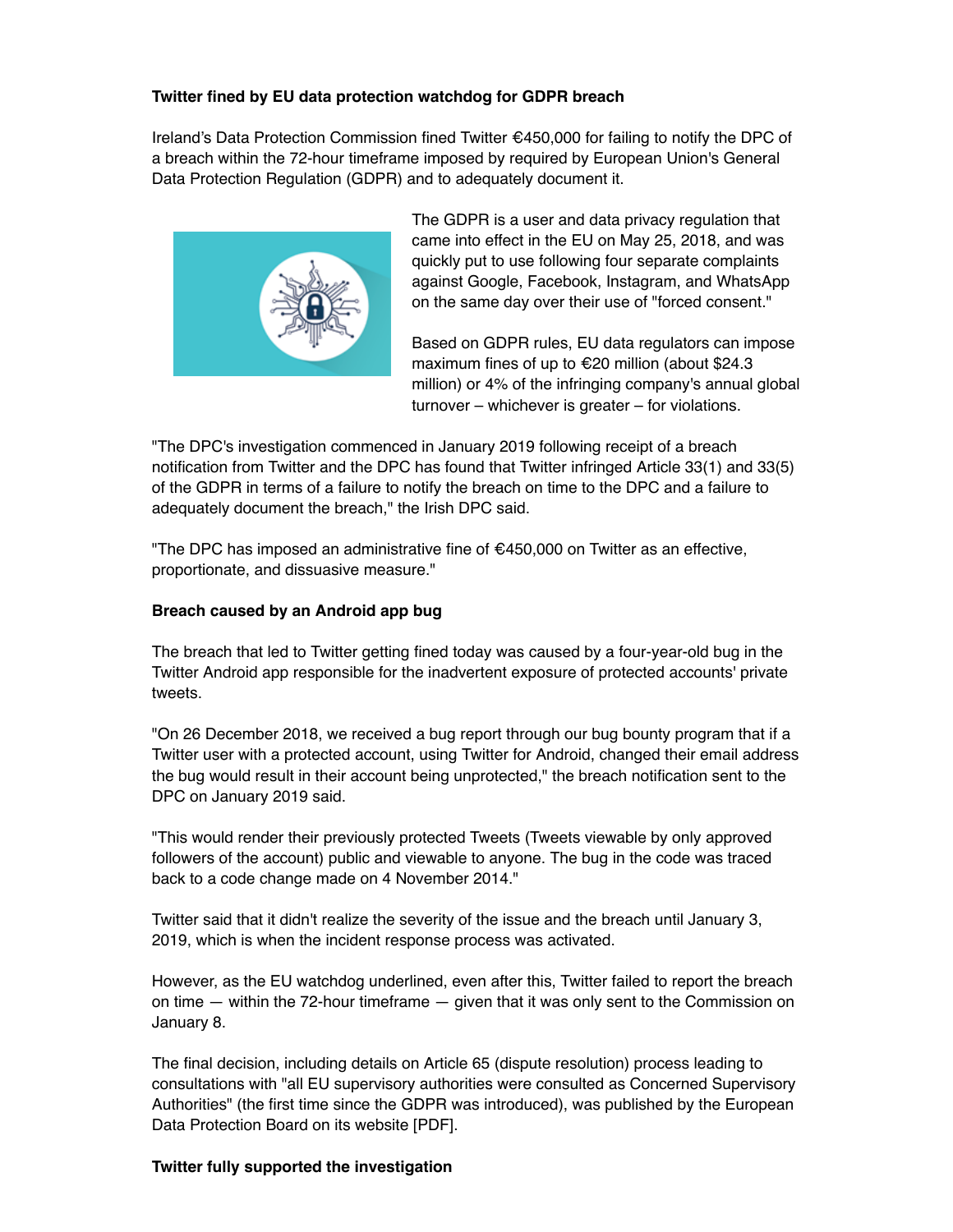**Twitter fined by EU data protection watchdog for GDPR breach**

Ireland's Data Protection Commission fined Twitter €450,000 for failing to notify the DPC of a breach within the 72-hour timeframe imposed by required by European Union's General Data Protection Regulation (GDPR) and to adequately document it.

The GDPR is a user and data privacy regulation that came into effect in the EU on May 25, 2018, and was quickly put to use following four separate complaints against Google, Facebook, Instagram, and WhatsApp on the same day over their use of "forced consent."

Based on GDPR rules, EU data regulators can impose maximum fines of up to €20 million (about $24.3 million) or 4% of the infringing company's annual global turnover – whichever is greater – for violations.

"The DPC's investigation commenced in January 2019 following receipt of a breach notification from Twitter and the DPC has found that Twitter infringed Article 33(1) and 33(5) of the GDPR in terms of a failure to notify the breach on time to the DPC and a failure to adequately document the breach," the Irish DPC said.

"The DPC has imposed an administrative fine of €450,000 on Twitter as an effective, proportionate, and dissuasive measure."

**Breach caused by an Android app bug**

The breach that led to Twitter getting fined today was caused by a four-year-old bug in the Twitter Android app responsible for the inadvertent exposure of protected accounts' private tweets.

"On 26 December 2018, we received a bug report through our bug bounty program that if a Twitter user with a protected account, using Twitter for Android, changed their email address the bug would result in their account being unprotected," the breach notification sent to the DPC on January 2019 said.

"This would render their previously protected Tweets (Tweets viewable by only approved followers of the account) public and viewable to anyone. The bug in the code was traced back to a code change made on 4 November 2014."

Twitter said that it didn't realize the severity of the issue and the breach until January 3, 2019, which is when the incident response process was activated.

However, as the EU watchdog underlined, even after this, Twitter failed to report the breach on time — within the 72-hour timeframe — given that it was only sent to the Commission on January 8.

The final decision, including details on Article 65 (dispute resolution) process leading to consultations with "all EU supervisory authorities were consulted as Concerned Supervisory Authorities" (the first time since the GDPR was introduced), was published by the European Data Protection Board on its website [PDF].

**Twitter fully supported the investigation**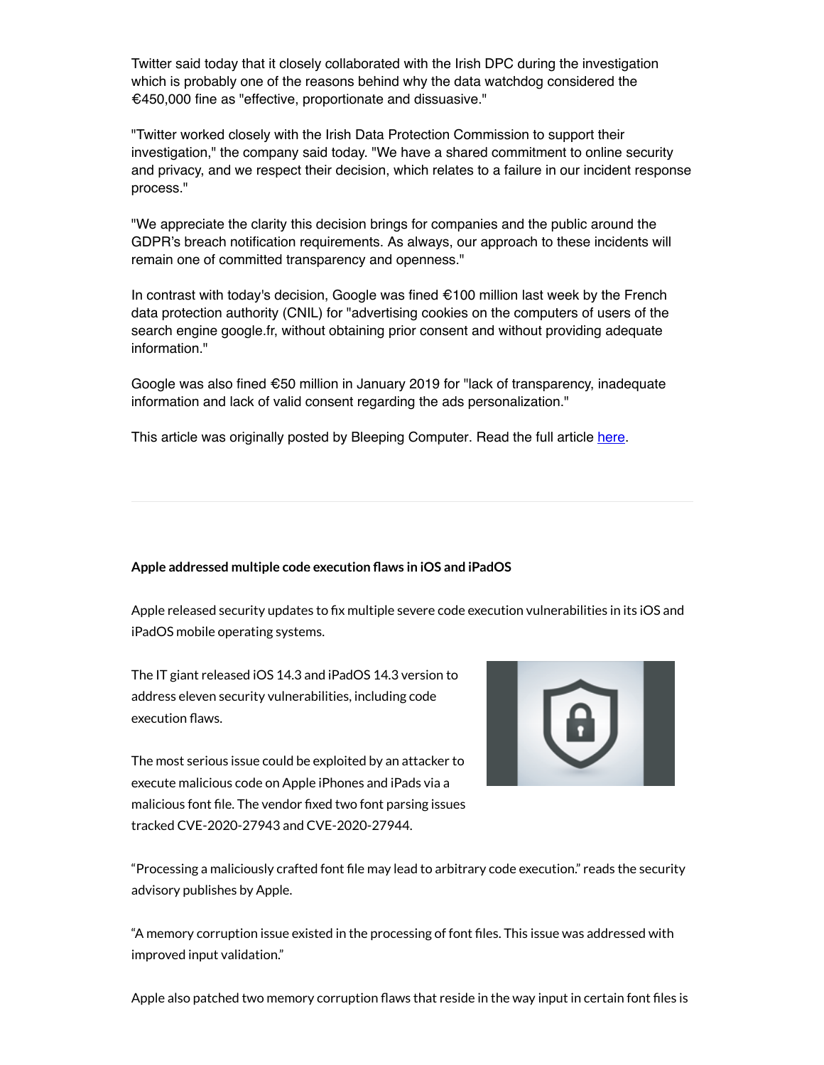Twitter said today that it closely collaborated with the Irish DPC during the investigation which is probably one of the reasons behind why the data watchdog considered the €450,000 fine as "effective, proportionate and dissuasive."

"Twitter worked closely with the Irish Data Protection Commission to support their investigation," the company said today. "We have a shared commitment to online security and privacy, and we respect their decision, which relates to a failure in our incident response process."

"We appreciate the clarity this decision brings for companies and the public around the GDPR's breach notification requirements. As always, our approach to these incidents will remain one of committed transparency and openness."

In contrast with today's decision, Google was fined €100 million last week by the French data protection authority (CNIL) for "advertising cookies on the computers of users of the search engine google.fr, without obtaining prior consent and without providing adequate information."

Google was also fined €50 million in January 2019 for "lack of transparency, inadequate information and lack of valid consent regarding the ads personalization."

This article was originally posted by Bleeping Computer. Read the full article here.

---

**Apple addressed multiple code execution flaws in iOS and iPadOS**

Apple released security updates to fix multiple severe code execution vulnerabilities in its iOS and iPadOS mobile operating systems.

The IT giant released iOS 14.3 and iPadOS 14.3 version to address eleven security vulnerabilities, including code execution flaws.

The most serious issue could be exploited by an attacker to execute malicious code on Apple iPhones and iPads via a malicious font file. The vendor fixed two font parsing issues tracked CVE-2020-27943 and CVE-2020-27944.

"Processing a maliciously crafted font file may lead to arbitrary code execution." reads the security advisory publishes by Apple.

"A memory corruption issue existed in the processing of font files. This issue was addressed with improved input validation."

Apple also patched two memory corruption flaws that reside in the way input in certain font files is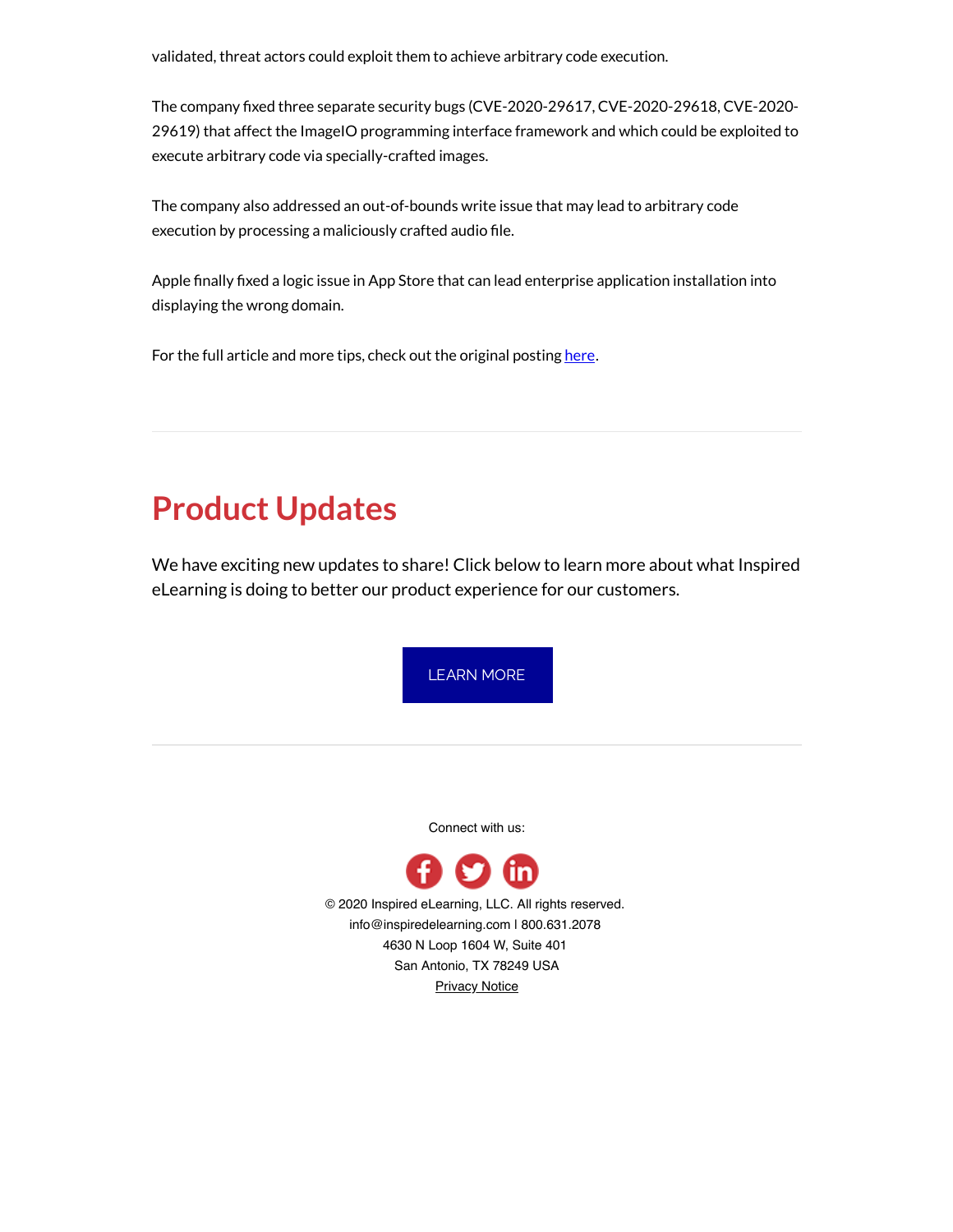validated, threat actors could exploit them to achieve arbitrary code execution.

The company fixed three separate security bugs (CVE-2020-29617, CVE-2020-29618, CVE-2020-29619) that affect the ImageIO programming interface framework and which could be exploited to execute arbitrary code via specially-crafted images.

The company also addressed an out-of-bounds write issue that may lead to arbitrary code execution by processing a maliciously crafted audio file.

Apple finally fixed a logic issue in App Store that can lead enterprise application installation into displaying the wrong domain.

For the full article and more tips, check out the original posting here.

---

## Product Updates

We have exciting new updates to share! Click below to learn more about what Inspired eLearning is doing to better our product experience for our customers.

LEARN MORE

---

Connect with us:

© 2020 Inspired eLearning, LLC. All rights reserved.
info@inspiredelearning.com | 800.631.2078
4630 N Loop 1604 W, Suite 401
San Antonio, TX 78249 USA
Privacy Notice